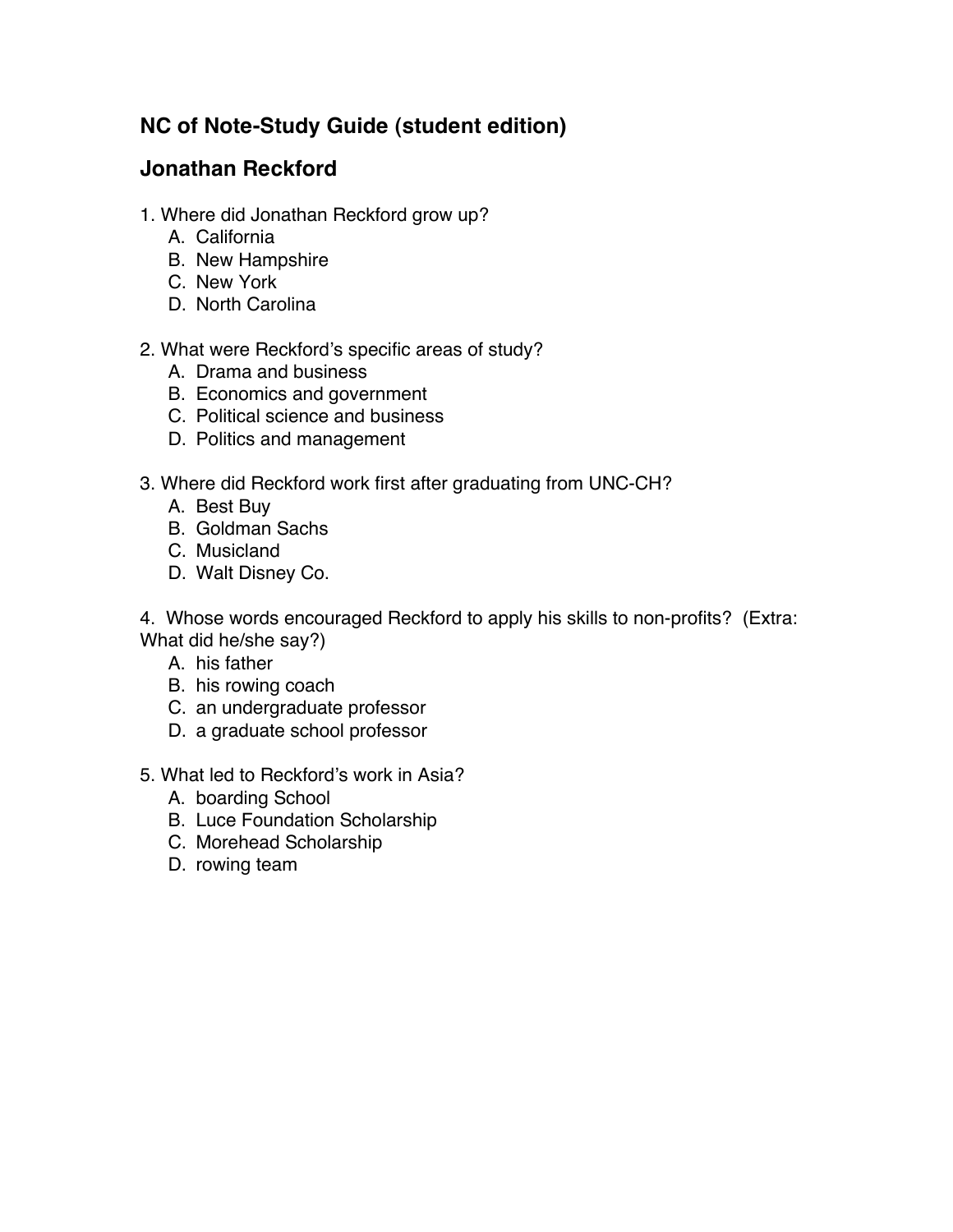## NC of Note-Study Guide (student edition)

## Jonathan Reckford

1. Where did Jonathan Reckford grow up?
   A. California
   B. New Hampshire
   C. New York
   D. North Carolina

2. What were Reckford's specific areas of study?
   A. Drama and business
   B. Economics and government
   C. Political science and business
   D. Politics and management

3. Where did Reckford work first after graduating from UNC-CH?
   A. Best Buy
   B. Goldman Sachs
   C. Musicland
   D. Walt Disney Co.

4. Whose words encouraged Reckford to apply his skills to non-profits? (Extra: What did he/she say?)
   A. his father
   B. his rowing coach
   C. an undergraduate professor
   D. a graduate school professor

5. What led to Reckford's work in Asia?
   A. boarding School
   B. Luce Foundation Scholarship
   C. Morehead Scholarship
   D. rowing team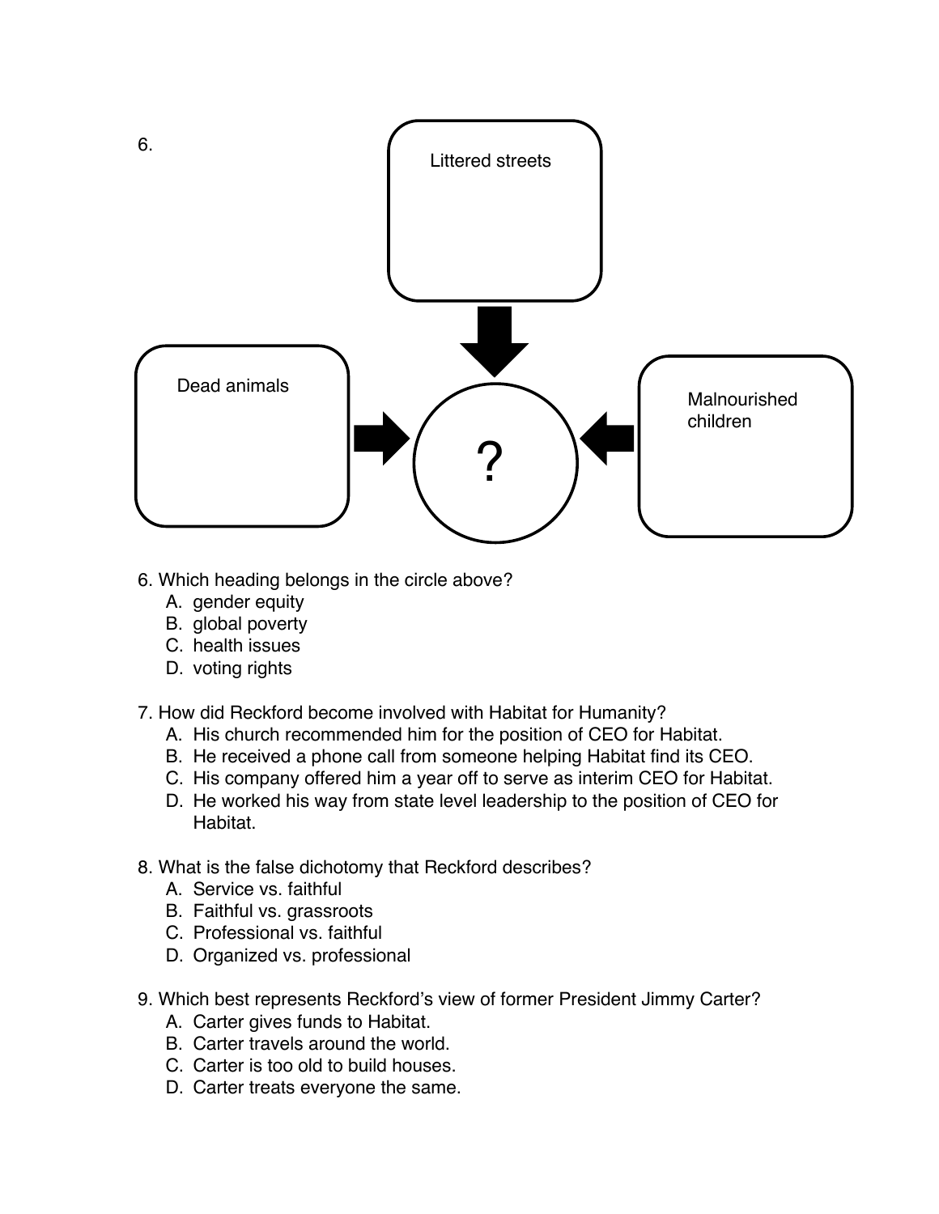6.

Littered streets

Dead animals

Malnourished children

?

6. Which heading belongs in the circle above?
    A. gender equity
    B. global poverty
    C. health issues
    D. voting rights

7. How did Reckford become involved with Habitat for Humanity?
    A. His church recommended him for the position of CEO for Habitat.
    B. He received a phone call from someone helping Habitat find its CEO.
    C. His company offered him a year off to serve as interim CEO for Habitat.
    D. He worked his way from state level leadership to the position of CEO for Habitat.

8. What is the false dichotomy that Reckford describes?
    A. Service vs. faithful
    B. Faithful vs. grassroots
    C. Professional vs. faithful
    D. Organized vs. professional

9. Which best represents Reckford's view of former President Jimmy Carter?
    A. Carter gives funds to Habitat.
    B. Carter travels around the world.
    C. Carter is too old to build houses.
    D. Carter treats everyone the same.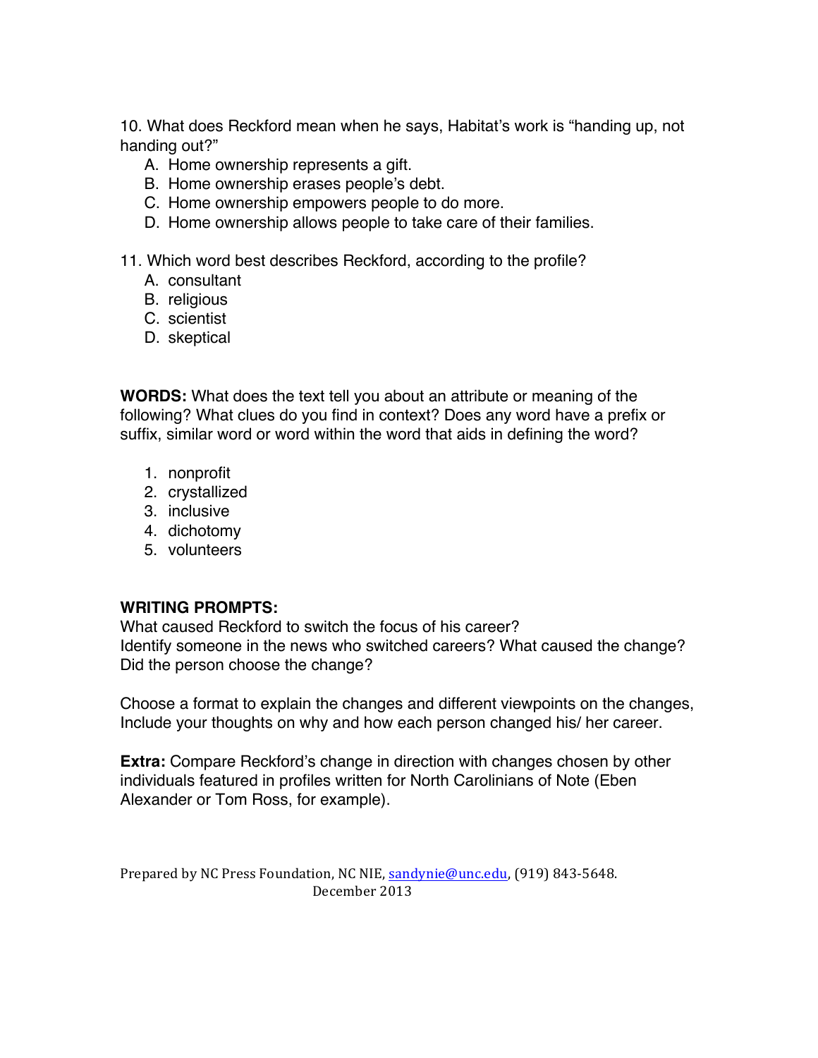10. What does Reckford mean when he says, Habitat's work is "handing up, not handing out?"

A. Home ownership represents a gift.
B. Home ownership erases people's debt.
C. Home ownership empowers people to do more.
D. Home ownership allows people to take care of their families.

11. Which word best describes Reckford, according to the profile?

A. consultant
B. religious
C. scientist
D. skeptical

**WORDS:** What does the text tell you about an attribute or meaning of the following? What clues do you find in context? Does any word have a prefix or suffix, similar word or word within the word that aids in defining the word?

1. nonprofit
2. crystallized
3. inclusive
4. dichotomy
5. volunteers

**WRITING PROMPTS:**

What caused Reckford to switch the focus of his career?
Identify someone in the news who switched careers? What caused the change? Did the person choose the change?

Choose a format to explain the changes and different viewpoints on the changes, Include your thoughts on why and how each person changed his/ her career.

**Extra:** Compare Reckford's change in direction with changes chosen by other individuals featured in profiles written for North Carolinians of Note (Eben Alexander or Tom Ross, for example).

Prepared by NC Press Foundation, NC NIE, sandynie@unc.edu, (919) 843-5648.
December 2013